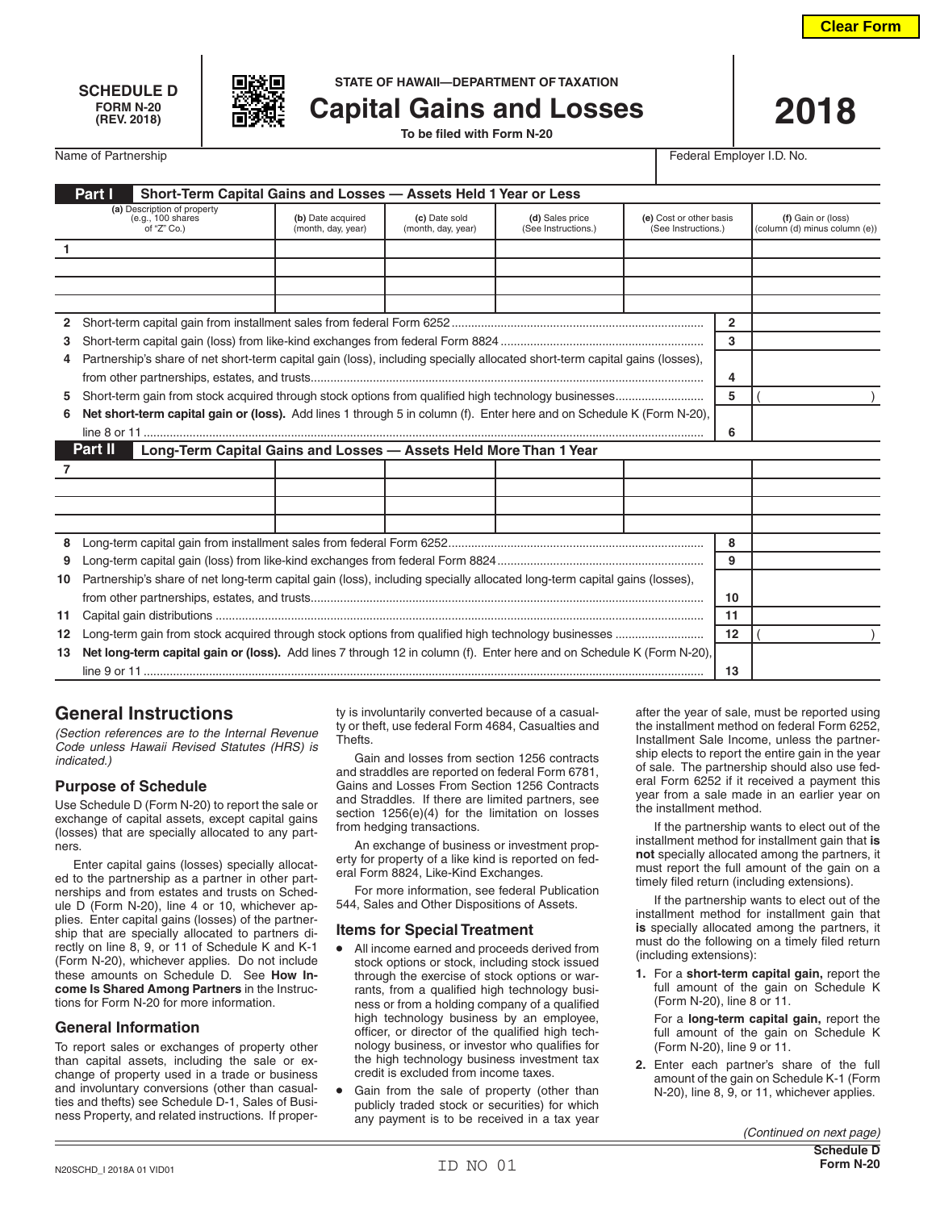**SCHEDULE D**
**FORM N-20**
**(REV. 2018)**

STATE OF HAWAII—DEPARTMENT OF TAXATION

# Capital Gains and Losses

**To be filed with Form N-20**

# 2018

Name of Partnership | Federal Employer I.D. No.

## Part I Short-Term Capital Gains and Losses — Assets Held 1 Year or Less

| | (a) Description of property (e.g., 100 shares of "Z" Co.) | (b) Date acquired (month, day, year) | (c) Date sold (month, day, year) | (d) Sales price (See Instructions.) | (e) Cost or other basis (See Instructions.) | (f) Gain or (loss) (column (d) minus column (e)) |
|---|---|---|---|---|---|---|
| 1 | | | | | | |
| | | | | | | |
| | | | | | | |
| | | | | | | |

| | | | |
|---|---|---|---|
| 2 | Short-term capital gain from installment sales from federal Form 6252 | 2 | |
| 3 | Short-term capital gain (loss) from like-kind exchanges from federal Form 8824 | 3 | |
| 4 | Partnership's share of net short-term capital gain (loss), including specially allocated short-term capital gains (losses), from other partnerships, estates, and trusts | 4 | |
| 5 | Short-term gain from stock acquired through stock options from qualified high technology businesses | 5 | ( ) |
| 6 | **Net short-term capital gain or (loss).** Add lines 1 through 5 in column (f). Enter here and on Schedule K (Form N-20), line 8 or 11 | 6 | |

## Part II Long-Term Capital Gains and Losses — Assets Held More Than 1 Year

| | (a) | (b) | (c) | (d) | (e) | (f) |
|---|---|---|---|---|---|---|
| 7 | | | | | | |
| | | | | | | |
| | | | | | | |
| | | | | | | |

| | | | |
|---|---|---|---|
| 8 | Long-term capital gain from installment sales from federal Form 6252 | 8 | |
| 9 | Long-term capital gain (loss) from like-kind exchanges from federal Form 8824 | 9 | |
| 10 | Partnership's share of net long-term capital gain (loss), including specially allocated long-term capital gains (losses), from other partnerships, estates, and trusts | 10 | |
| 11 | Capital gain distributions | 11 | |
| 12 | Long-term gain from stock acquired through stock options from qualified high technology businesses | 12 | ( ) |
| 13 | **Net long-term capital gain or (loss).** Add lines 7 through 12 in column (f). Enter here and on Schedule K (Form N-20), line 9 or 11 | 13 | |

## General Instructions

*(Section references are to the Internal Revenue Code unless Hawaii Revised Statutes (HRS) is indicated.)*

### Purpose of Schedule

Use Schedule D (Form N-20) to report the sale or exchange of capital assets, except capital gains (losses) that are specially allocated to any partners.

Enter capital gains (losses) specially allocated to the partnership as a partner in other partnerships and from estates and trusts on Schedule D (Form N-20), line 4 or 10, whichever applies. Enter capital gains (losses) of the partnership that are specially allocated to partners directly on line 8, 9, or 11 of Schedule K and K-1 (Form N-20), whichever applies. Do not include these amounts on Schedule D. See **How Income Is Shared Among Partners** in the Instructions for Form N-20 for more information.

### General Information

To report sales or exchanges of property other than capital assets, including the sale or exchange of property used in a trade or business and involuntary conversions (other than casualties and thefts) see Schedule D-1, Sales of Business Property, and related instructions. If property is involuntarily converted because of a casualty or theft, use federal Form 4684, Casualties and Thefts.

Gain and losses from section 1256 contracts and straddles are reported on federal Form 6781, Gains and Losses From Section 1256 Contracts and Straddles. If there are limited partners, see section 1256(e)(4) for the limitation on losses from hedging transactions.

An exchange of business or investment property for property of a like kind is reported on federal Form 8824, Like-Kind Exchanges.

For more information, see federal Publication 544, Sales and Other Dispositions of Assets.

### Items for Special Treatment

- All income earned and proceeds derived from stock options or stock, including stock issued through the exercise of stock options or warrants, from a qualified high technology business or from a holding company of a qualified high technology business by an employee, officer, or director of the qualified high technology business, or investor who qualifies for the high technology business investment tax credit is excluded from income taxes.
- Gain from the sale of property (other than publicly traded stock or securities) for which any payment is to be received in a tax year after the year of sale, must be reported using the installment method on federal Form 6252, Installment Sale Income, unless the partnership elects to report the entire gain in the year of sale. The partnership should also use federal Form 6252 if it received a payment this year from a sale made in an earlier year on the installment method.

If the partnership wants to elect out of the installment method for installment gain that **is not** specially allocated among the partners, it must report the full amount of the gain on a timely filed return (including extensions).

If the partnership wants to elect out of the installment method for installment gain that **is** specially allocated among the partners, it must do the following on a timely filed return (including extensions):

1. For a **short-term capital gain,** report the full amount of the gain on Schedule K (Form N-20), line 8 or 11.

   For a **long-term capital gain,** report the full amount of the gain on Schedule K (Form N-20), line 9 or 11.
2. Enter each partner's share of the full amount of the gain on Schedule K-1 (Form N-20), line 8, 9, or 11, whichever applies.

*(Continued on next page)*

N20SCHD_I 2018A 01 VID01 ID NO 01 **Schedule D Form N-20**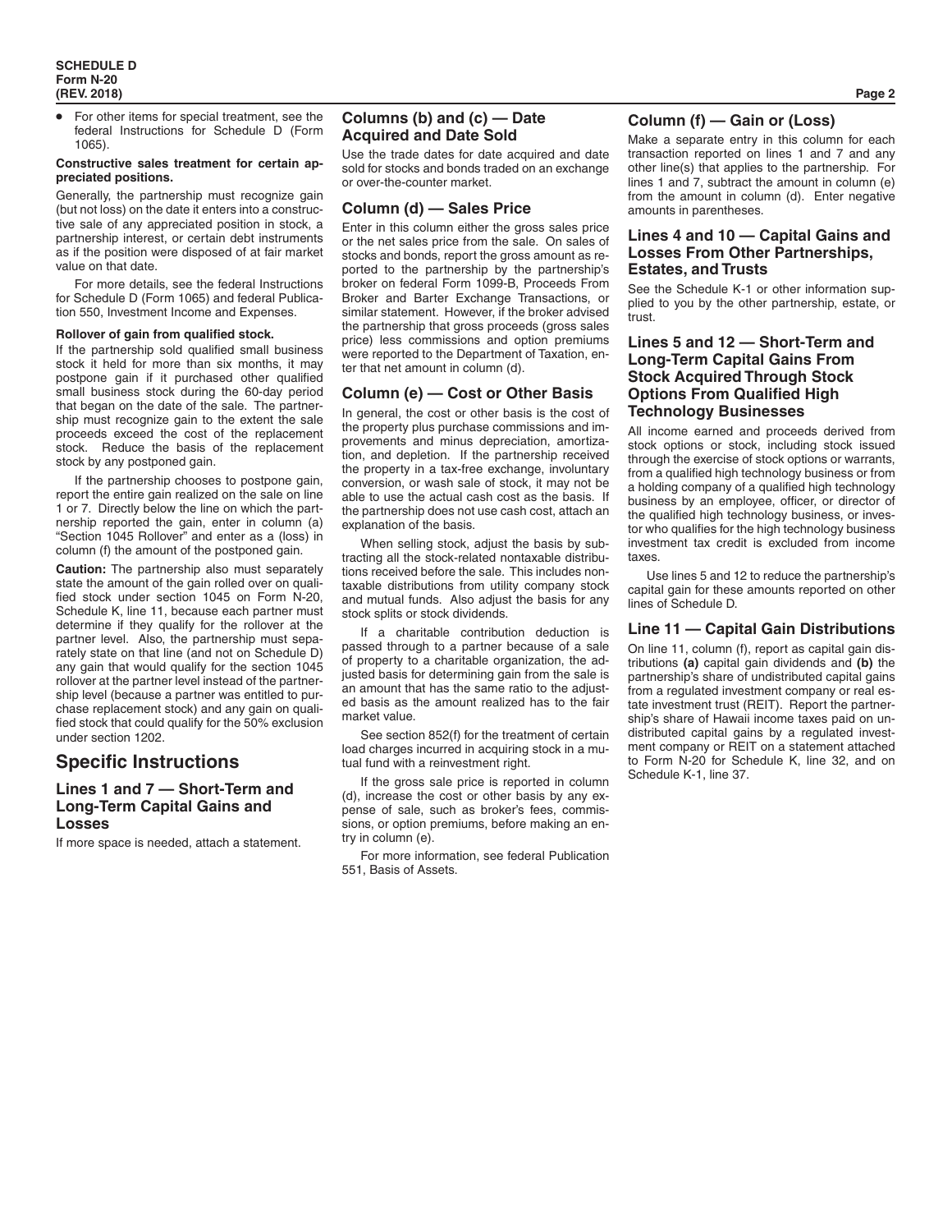- For other items for special treatment, see the federal Instructions for Schedule D (Form 1065).

**Constructive sales treatment for certain appreciated positions.**

Generally, the partnership must recognize gain (but not loss) on the date it enters into a constructive sale of any appreciated position in stock, a partnership interest, or certain debt instruments as if the position were disposed of at fair market value on that date.

For more details, see the federal Instructions for Schedule D (Form 1065) and federal Publication 550, Investment Income and Expenses.

**Rollover of gain from qualified stock.**

If the partnership sold qualified small business stock it held for more than six months, it may postpone gain if it purchased other qualified small business stock during the 60-day period that began on the date of the sale. The partnership must recognize gain to the extent the sale proceeds exceed the cost of the replacement stock. Reduce the basis of the replacement stock by any postponed gain.

If the partnership chooses to postpone gain, report the entire gain realized on the sale on line 1 or 7. Directly below the line on which the partnership reported the gain, enter in column (a) "Section 1045 Rollover" and enter as a (loss) in column (f) the amount of the postponed gain.

**Caution:** The partnership also must separately state the amount of the gain rolled over on qualified stock under section 1045 on Form N-20, Schedule K, line 11, because each partner must determine if they qualify for the rollover at the partner level. Also, the partnership must separately state on that line (and not on Schedule D) any gain that would qualify for the section 1045 rollover at the partner level instead of the partnership level (because a partner was entitled to purchase replacement stock) and any gain on qualified stock that could qualify for the 50% exclusion under section 1202.

# Specific Instructions

## Lines 1 and 7 — Short-Term and Long-Term Capital Gains and Losses

If more space is needed, attach a statement.

## Columns (b) and (c) — Date Acquired and Date Sold

Use the trade dates for date acquired and date sold for stocks and bonds traded on an exchange or over-the-counter market.

## Column (d) — Sales Price

Enter in this column either the gross sales price or the net sales price from the sale. On sales of stocks and bonds, report the gross amount as reported to the partnership by the partnership's broker on federal Form 1099-B, Proceeds From Broker and Barter Exchange Transactions, or similar statement. However, if the broker advised the partnership that gross proceeds (gross sales price) less commissions and option premiums were reported to the Department of Taxation, enter that net amount in column (d).

## Column (e) — Cost or Other Basis

In general, the cost or other basis is the cost of the property plus purchase commissions and improvements and minus depreciation, amortization, and depletion. If the partnership received the property in a tax-free exchange, involuntary conversion, or wash sale of stock, it may not be able to use the actual cash cost as the basis. If the partnership does not use cash cost, attach an explanation of the basis.

When selling stock, adjust the basis by subtracting all the stock-related nontaxable distributions received before the sale. This includes nontaxable distributions from utility company stock and mutual funds. Also adjust the basis for any stock splits or stock dividends.

If a charitable contribution deduction is passed through to a partner because of a sale of property to a charitable organization, the adjusted basis for determining gain from the sale is an amount that has the same ratio to the adjusted basis as the amount realized has to the fair market value.

See section 852(f) for the treatment of certain load charges incurred in acquiring stock in a mutual fund with a reinvestment right.

If the gross sale price is reported in column (d), increase the cost or other basis by any expense of sale, such as broker's fees, commissions, or option premiums, before making an entry in column (e).

For more information, see federal Publication 551, Basis of Assets.

## Column (f) — Gain or (Loss)

Make a separate entry in this column for each transaction reported on lines 1 and 7 and any other line(s) that applies to the partnership. For lines 1 and 7, subtract the amount in column (e) from the amount in column (d). Enter negative amounts in parentheses.

## Lines 4 and 10 — Capital Gains and Losses From Other Partnerships, Estates, and Trusts

See the Schedule K-1 or other information supplied to you by the other partnership, estate, or trust.

## Lines 5 and 12 — Short-Term and Long-Term Capital Gains From Stock Acquired Through Stock Options From Qualified High Technology Businesses

All income earned and proceeds derived from stock options or stock, including stock issued through the exercise of stock options or warrants, from a qualified high technology business or from a holding company of a qualified high technology business by an employee, officer, or director of the qualified high technology business, or investor who qualifies for the high technology business investment tax credit is excluded from income taxes.

Use lines 5 and 12 to reduce the partnership's capital gain for these amounts reported on other lines of Schedule D.

## Line 11 — Capital Gain Distributions

On line 11, column (f), report as capital gain distributions **(a)** capital gain dividends and **(b)** the partnership's share of undistributed capital gains from a regulated investment company or real estate investment trust (REIT). Report the partnership's share of Hawaii income taxes paid on undistributed capital gains by a regulated investment company or REIT on a statement attached to Form N-20 for Schedule K, line 32, and on Schedule K-1, line 37.